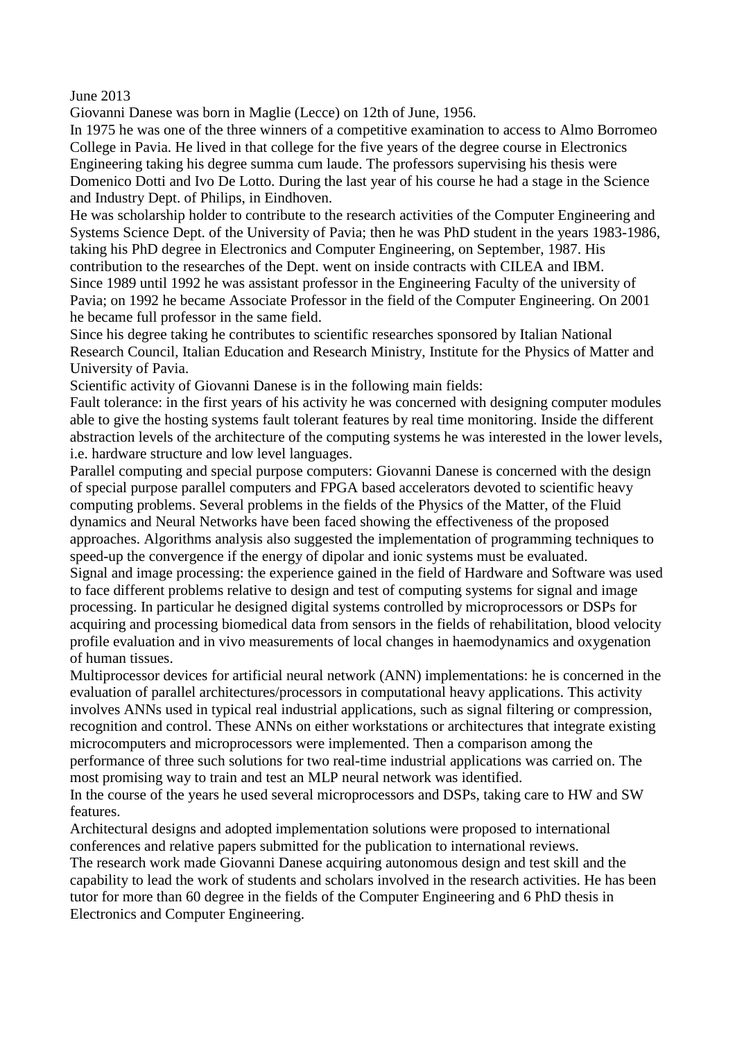June 2013

Giovanni Danese was born in Maglie (Lecce) on 12th of June, 1956.

In 1975 he was one of the three winners of a competitive examination to access to Almo Borromeo College in Pavia. He lived in that college for the five years of the degree course in Electronics Engineering taking his degree summa cum laude. The professors supervising his thesis were Domenico Dotti and Ivo De Lotto. During the last year of his course he had a stage in the Science and Industry Dept. of Philips, in Eindhoven.

He was scholarship holder to contribute to the research activities of the Computer Engineering and Systems Science Dept. of the University of Pavia; then he was PhD student in the years 1983-1986, taking his PhD degree in Electronics and Computer Engineering, on September, 1987. His contribution to the researches of the Dept. went on inside contracts with CILEA and IBM.

Since 1989 until 1992 he was assistant professor in the Engineering Faculty of the university of Pavia; on 1992 he became Associate Professor in the field of the Computer Engineering. On 2001 he became full professor in the same field.

Since his degree taking he contributes to scientific researches sponsored by Italian National Research Council, Italian Education and Research Ministry, Institute for the Physics of Matter and University of Pavia.

Scientific activity of Giovanni Danese is in the following main fields:

Fault tolerance: in the first years of his activity he was concerned with designing computer modules able to give the hosting systems fault tolerant features by real time monitoring. Inside the different abstraction levels of the architecture of the computing systems he was interested in the lower levels, i.e. hardware structure and low level languages.

Parallel computing and special purpose computers: Giovanni Danese is concerned with the design of special purpose parallel computers and FPGA based accelerators devoted to scientific heavy computing problems. Several problems in the fields of the Physics of the Matter, of the Fluid dynamics and Neural Networks have been faced showing the effectiveness of the proposed approaches. Algorithms analysis also suggested the implementation of programming techniques to speed-up the convergence if the energy of dipolar and ionic systems must be evaluated.

Signal and image processing: the experience gained in the field of Hardware and Software was used to face different problems relative to design and test of computing systems for signal and image processing. In particular he designed digital systems controlled by microprocessors or DSPs for acquiring and processing biomedical data from sensors in the fields of rehabilitation, blood velocity profile evaluation and in vivo measurements of local changes in haemodynamics and oxygenation of human tissues.

Multiprocessor devices for artificial neural network (ANN) implementations: he is concerned in the evaluation of parallel architectures/processors in computational heavy applications. This activity involves ANNs used in typical real industrial applications, such as signal filtering or compression, recognition and control. These ANNs on either workstations or architectures that integrate existing microcomputers and microprocessors were implemented. Then a comparison among the performance of three such solutions for two real-time industrial applications was carried on. The most promising way to train and test an MLP neural network was identified.

In the course of the years he used several microprocessors and DSPs, taking care to HW and SW features.

Architectural designs and adopted implementation solutions were proposed to international conferences and relative papers submitted for the publication to international reviews.

The research work made Giovanni Danese acquiring autonomous design and test skill and the capability to lead the work of students and scholars involved in the research activities. He has been tutor for more than 60 degree in the fields of the Computer Engineering and 6 PhD thesis in Electronics and Computer Engineering.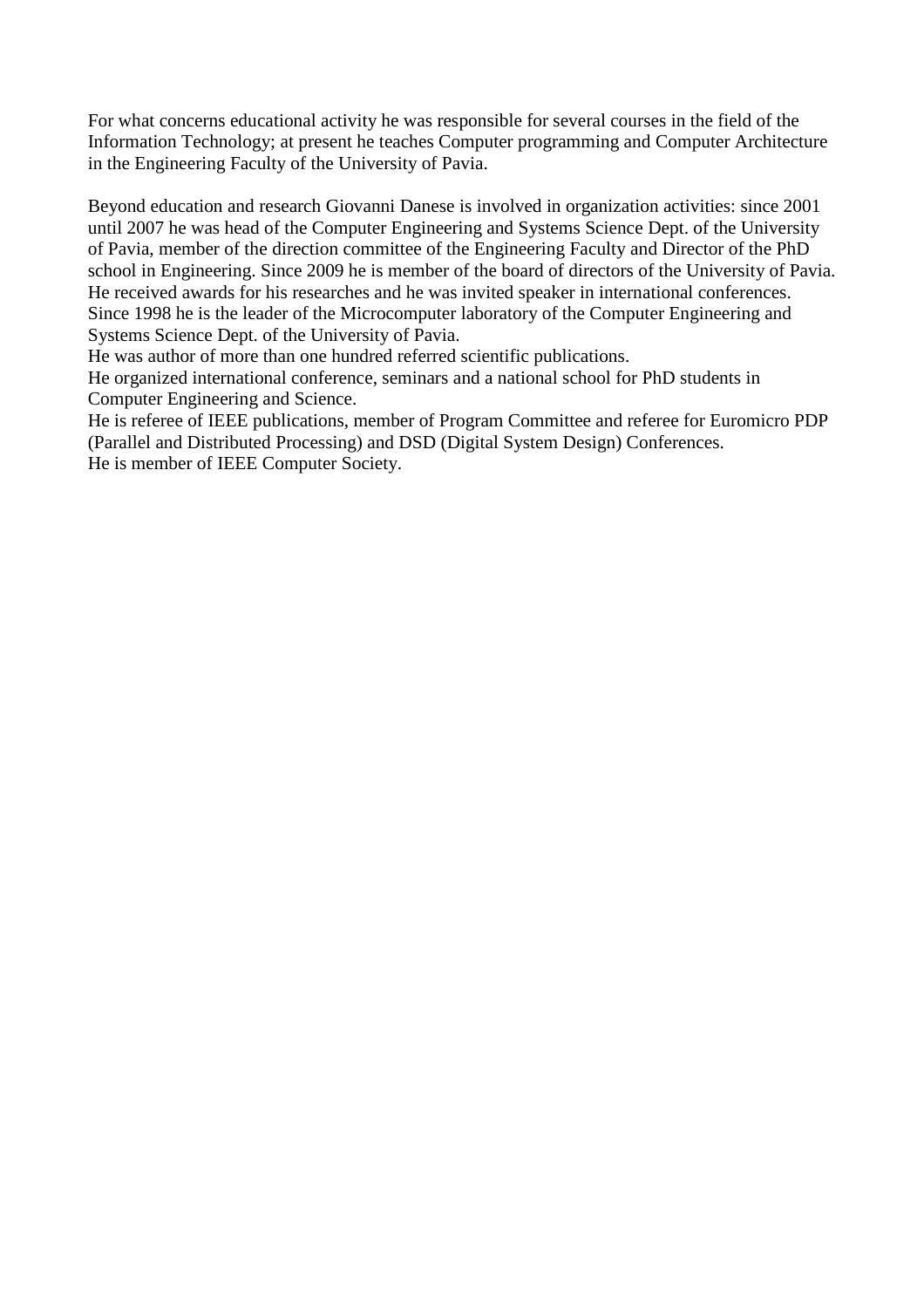For what concerns educational activity he was responsible for several courses in the field of the Information Technology; at present he teaches Computer programming and Computer Architecture in the Engineering Faculty of the University of Pavia.

Beyond education and research Giovanni Danese is involved in organization activities: since 2001 until 2007 he was head of the Computer Engineering and Systems Science Dept. of the University of Pavia, member of the direction committee of the Engineering Faculty and Director of the PhD school in Engineering. Since 2009 he is member of the board of directors of the University of Pavia.
He received awards for his researches and he was invited speaker in international conferences.
Since 1998 he is the leader of the Microcomputer laboratory of the Computer Engineering and Systems Science Dept. of the University of Pavia.
He was author of more than one hundred referred scientific publications.
He organized international conference, seminars and a national school for PhD students in Computer Engineering and Science.
He is referee of IEEE publications, member of Program Committee and referee for Euromicro PDP (Parallel and Distributed Processing) and DSD (Digital System Design) Conferences.
He is member of IEEE Computer Society.